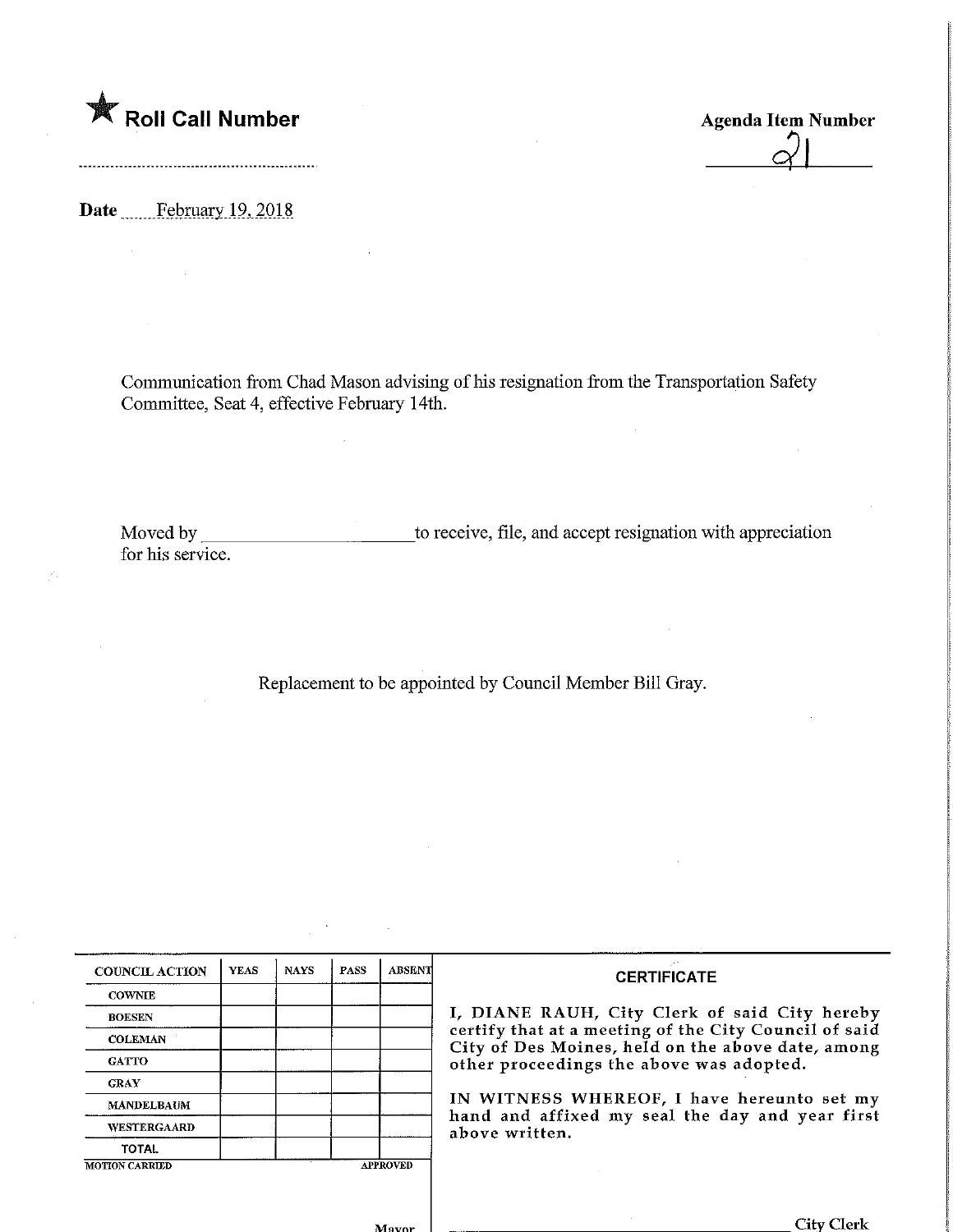★ **Roll Call Number**

**Agenda Item Number**

21

**Date** February 19, 2018

Communication from Chad Mason advising of his resignation from the Transportation Safety Committee, Seat 4, effective February 14th.

Moved by ______________________ to receive, file, and accept resignation with appreciation for his service.

Replacement to be appointed by Council Member Bill Gray.

| COUNCIL ACTION | YEAS | NAYS | PASS | ABSENT |
|---|---|---|---|---|
| COWNIE | | | | |
| BOESEN | | | | |
| COLEMAN | | | | |
| GATTO | | | | |
| GRAY | | | | |
| MANDELBAUM | | | | |
| WESTERGAARD | | | | |
| TOTAL | | | | |

MOTION CARRIED APPROVED

Mayor

**CERTIFICATE**

I, DIANE RAUH, City Clerk of said City hereby certify that at a meeting of the City Council of said City of Des Moines, held on the above date, among other proceedings the above was adopted.

IN WITNESS WHEREOF, I have hereunto set my hand and affixed my seal the day and year first above written.

______________________ City Clerk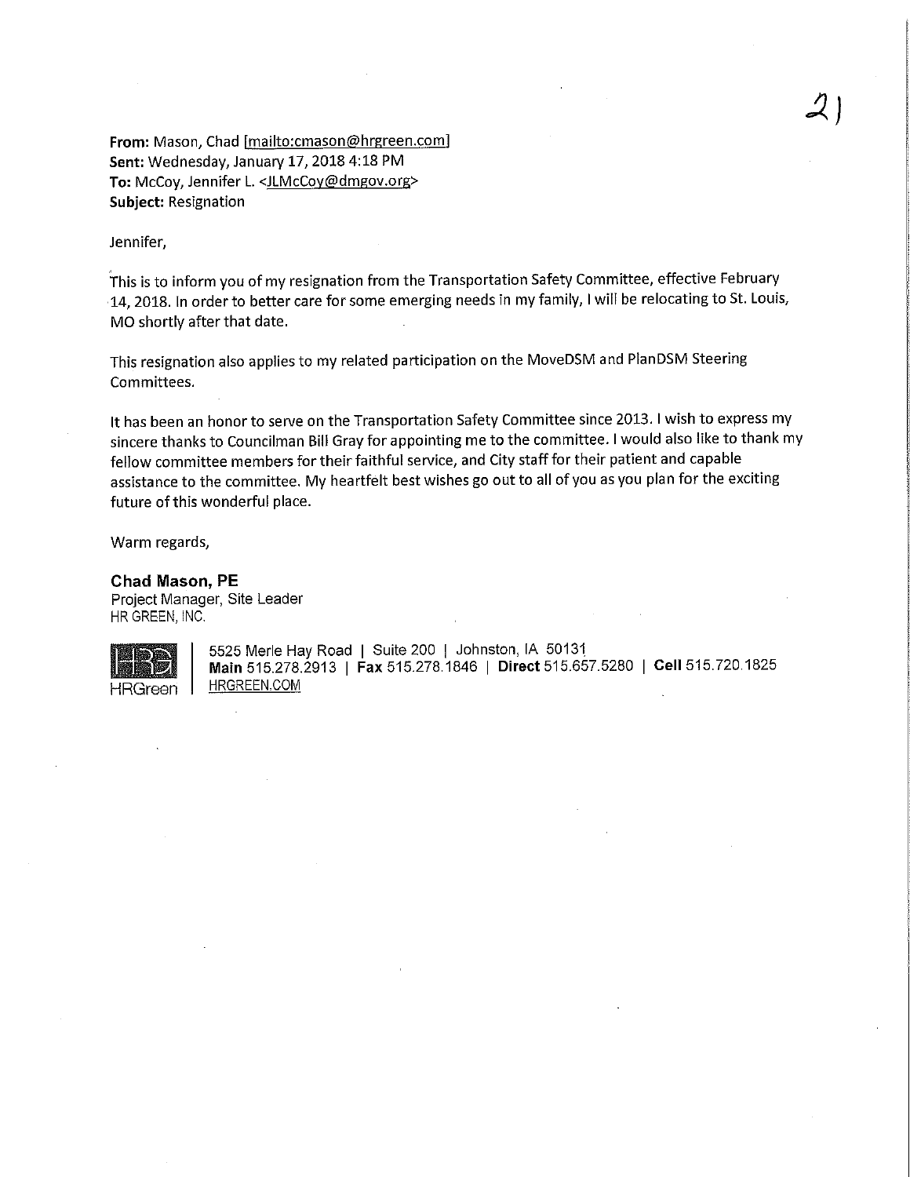**From:** Mason, Chad [mailto:cmason@hrgreen.com]
**Sent:** Wednesday, January 17, 2018 4:18 PM
**To:** McCoy, Jennifer L. <JLMcCoy@dmgov.org>
**Subject:** Resignation

Jennifer,

This is to inform you of my resignation from the Transportation Safety Committee, effective February 14, 2018. In order to better care for some emerging needs in my family, I will be relocating to St. Louis, MO shortly after that date.

This resignation also applies to my related participation on the MoveDSM and PlanDSM Steering Committees.

It has been an honor to serve on the Transportation Safety Committee since 2013. I wish to express my sincere thanks to Councilman Bill Gray for appointing me to the committee. I would also like to thank my fellow committee members for their faithful service, and City staff for their patient and capable assistance to the committee. My heartfelt best wishes go out to all of you as you plan for the exciting future of this wonderful place.

Warm regards,

**Chad Mason, PE**
Project Manager, Site Leader
HR GREEN, INC.

HRGreen | 5525 Merle Hay Road | Suite 200 | Johnston, IA 50131
**Main** 515.278.2913 | **Fax** 515.278.1846 | **Direct** 515.657.5280 | **Cell** 515.720.1825
HRGREEN.COM